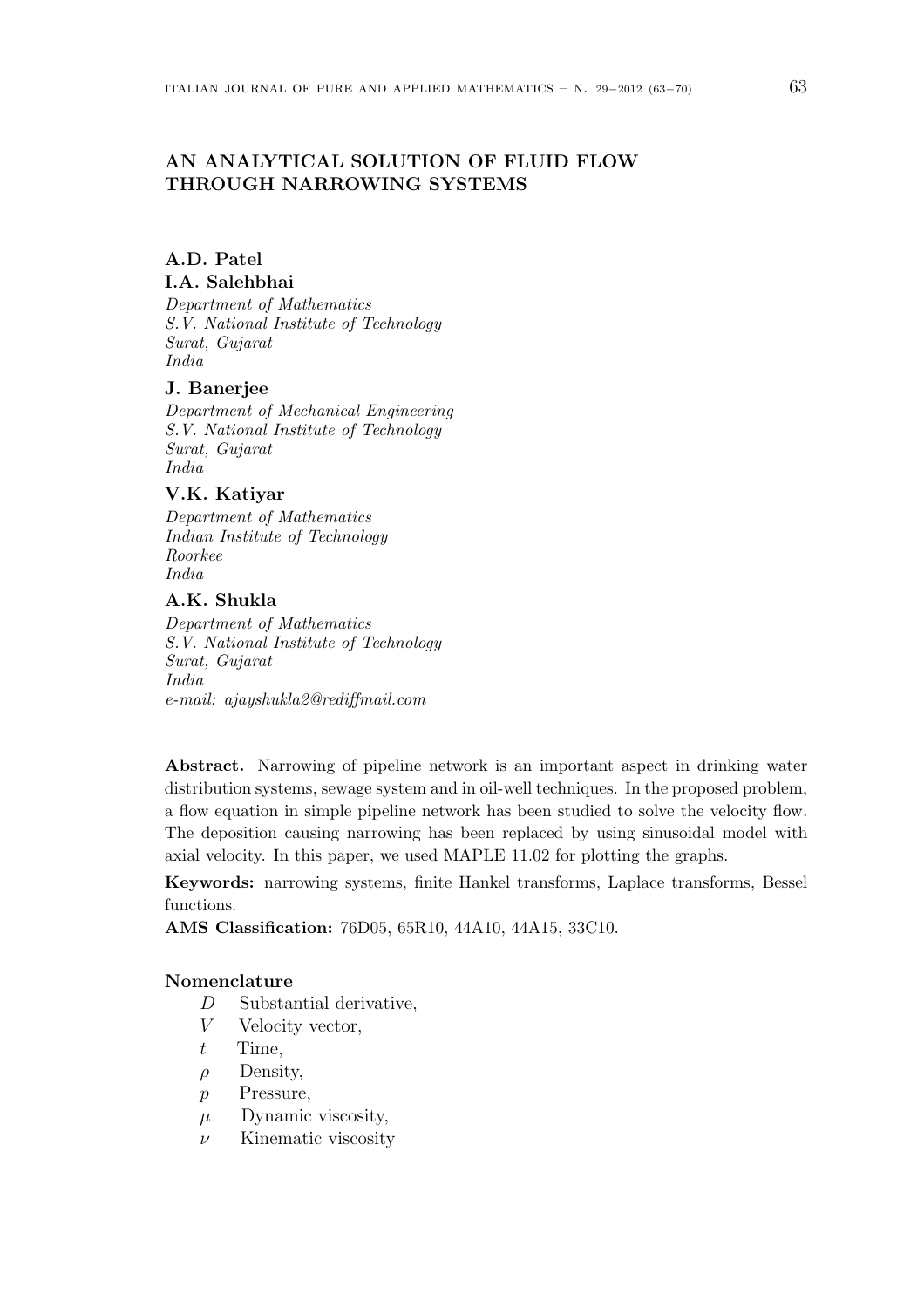# AN ANALYTICAL SOLUTION OF FLUID FLOW THROUGH NARROWING SYSTEMS

**A.D. Patel**

**I.A. Salehbhai**

*Department of Mathematics*
*S.V. National Institute of Technology*
*Surat, Gujarat*
*India*

**J. Banerjee**

*Department of Mechanical Engineering*
*S.V. National Institute of Technology*
*Surat, Gujarat*
*India*

**V.K. Katiyar**

*Department of Mathematics*
*Indian Institute of Technology*
*Roorkee*
*India*

**A.K. Shukla**

*Department of Mathematics*
*S.V. National Institute of Technology*
*Surat, Gujarat*
*India*
*e-mail: ajayshukla2@rediffmail.com*

**Abstract.** Narrowing of pipeline network is an important aspect in drinking water distribution systems, sewage system and in oil-well techniques. In the proposed problem, a flow equation in simple pipeline network has been studied to solve the velocity flow. The deposition causing narrowing has been replaced by using sinusoidal model with axial velocity. In this paper, we used MAPLE 11.02 for plotting the graphs.

**Keywords:** narrowing systems, finite Hankel transforms, Laplace transforms, Bessel functions.

**AMS Classification:** 76D05, 65R10, 44A10, 44A15, 33C10.

## Nomenclature

- $D$ Substantial derivative,
- $V$ Velocity vector,
- $t$ Time,
- $\rho$ Density,
- $p$ Pressure,
- $\mu$ Dynamic viscosity,
- $\nu$ Kinematic viscosity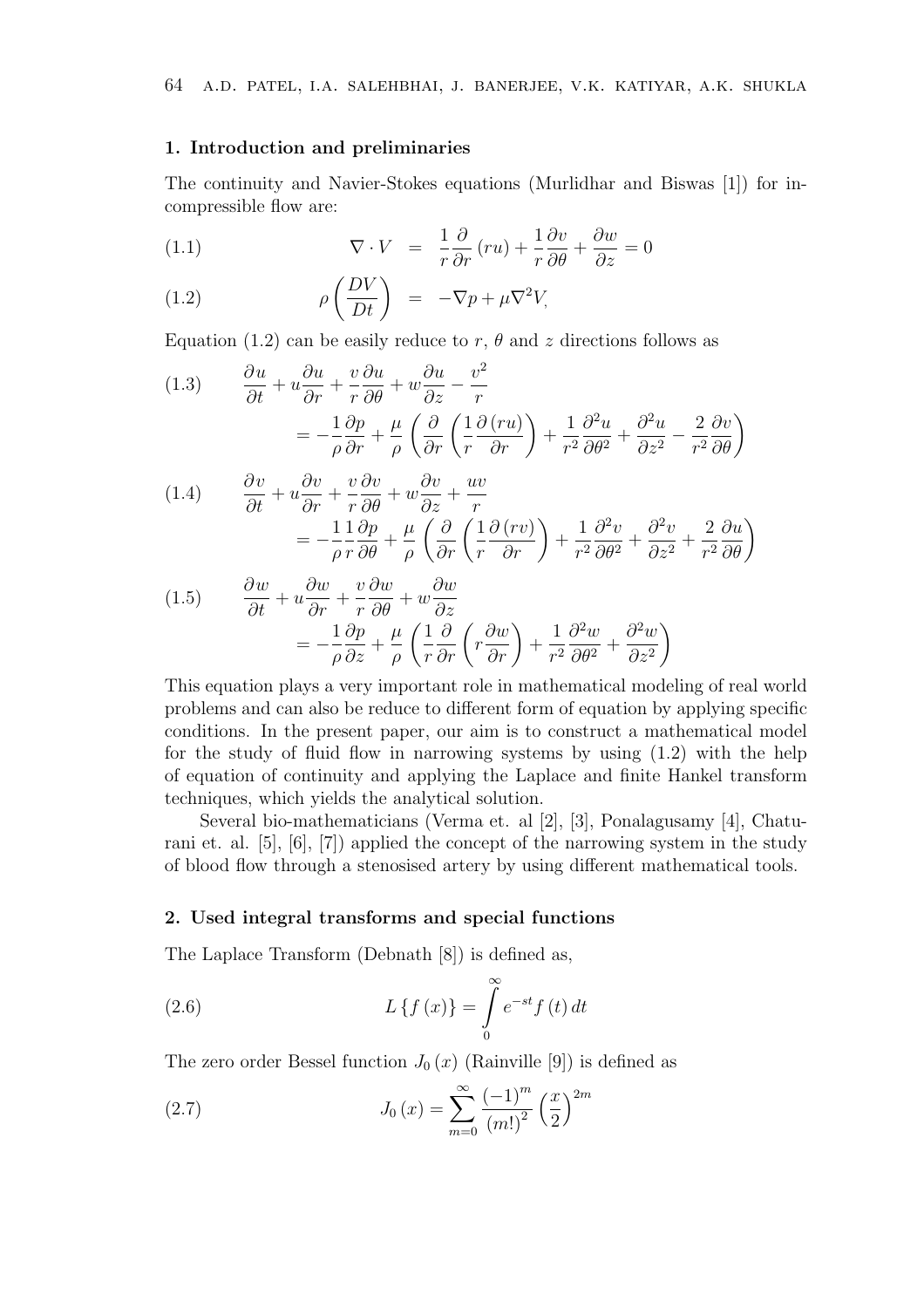## 1. Introduction and preliminaries

The continuity and Navier-Stokes equations (Murlidhar and Biswas [1]) for incompressible flow are:

$$\nabla \cdot V = \frac{1}{r}\frac{\partial}{\partial r}(ru) + \frac{1}{r}\frac{\partial v}{\partial \theta} + \frac{\partial w}{\partial z} = 0 \tag{1.1}$$

$$\rho\left(\frac{DV}{Dt}\right) = -\nabla p + \mu \nabla^2 V, \tag{1.2}$$

Equation (1.2) can be easily reduce to $r$, $\theta$ and $z$ directions follows as

$$\begin{aligned} &\frac{\partial u}{\partial t} + u\frac{\partial u}{\partial r} + \frac{v}{r}\frac{\partial u}{\partial \theta} + w\frac{\partial u}{\partial z} - \frac{v^2}{r} \\ &\quad = -\frac{1}{\rho}\frac{\partial p}{\partial r} + \frac{\mu}{\rho}\left(\frac{\partial}{\partial r}\left(\frac{1}{r}\frac{\partial (ru)}{\partial r}\right) + \frac{1}{r^2}\frac{\partial^2 u}{\partial \theta^2} + \frac{\partial^2 u}{\partial z^2} - \frac{2}{r^2}\frac{\partial v}{\partial \theta}\right) \end{aligned} \tag{1.3}$$

$$\begin{aligned} &\frac{\partial v}{\partial t} + u\frac{\partial v}{\partial r} + \frac{v}{r}\frac{\partial v}{\partial \theta} + w\frac{\partial v}{\partial z} + \frac{uv}{r} \\ &\quad = -\frac{1}{\rho}\frac{1}{r}\frac{\partial p}{\partial \theta} + \frac{\mu}{\rho}\left(\frac{\partial}{\partial r}\left(\frac{1}{r}\frac{\partial (rv)}{\partial r}\right) + \frac{1}{r^2}\frac{\partial^2 v}{\partial \theta^2} + \frac{\partial^2 v}{\partial z^2} + \frac{2}{r^2}\frac{\partial u}{\partial \theta}\right) \end{aligned} \tag{1.4}$$

$$\begin{aligned} &\frac{\partial w}{\partial t} + u\frac{\partial w}{\partial r} + \frac{v}{r}\frac{\partial w}{\partial \theta} + w\frac{\partial w}{\partial z} \\ &\quad = -\frac{1}{\rho}\frac{\partial p}{\partial z} + \frac{\mu}{\rho}\left(\frac{1}{r}\frac{\partial}{\partial r}\left(r\frac{\partial w}{\partial r}\right) + \frac{1}{r^2}\frac{\partial^2 w}{\partial \theta^2} + \frac{\partial^2 w}{\partial z^2}\right) \end{aligned} \tag{1.5}$$

This equation plays a very important role in mathematical modeling of real world problems and can also be reduce to different form of equation by applying specific conditions. In the present paper, our aim is to construct a mathematical model for the study of fluid flow in narrowing systems by using (1.2) with the help of equation of continuity and applying the Laplace and finite Hankel transform techniques, which yields the analytical solution.

Several bio-mathematicians (Verma et. al [2], [3], Ponalagusamy [4], Chaturani et. al. [5], [6], [7]) applied the concept of the narrowing system in the study of blood flow through a stenosised artery by using different mathematical tools.

## 2. Used integral transforms and special functions

The Laplace Transform (Debnath [8]) is defined as,

$$L\{f(x)\} = \int_0^\infty e^{-st} f(t)\, dt \tag{2.6}$$

The zero order Bessel function $J_0(x)$ (Rainville [9]) is defined as

$$J_0(x) = \sum_{m=0}^{\infty} \frac{(-1)^m}{(m!)^2}\left(\frac{x}{2}\right)^{2m} \tag{2.7}$$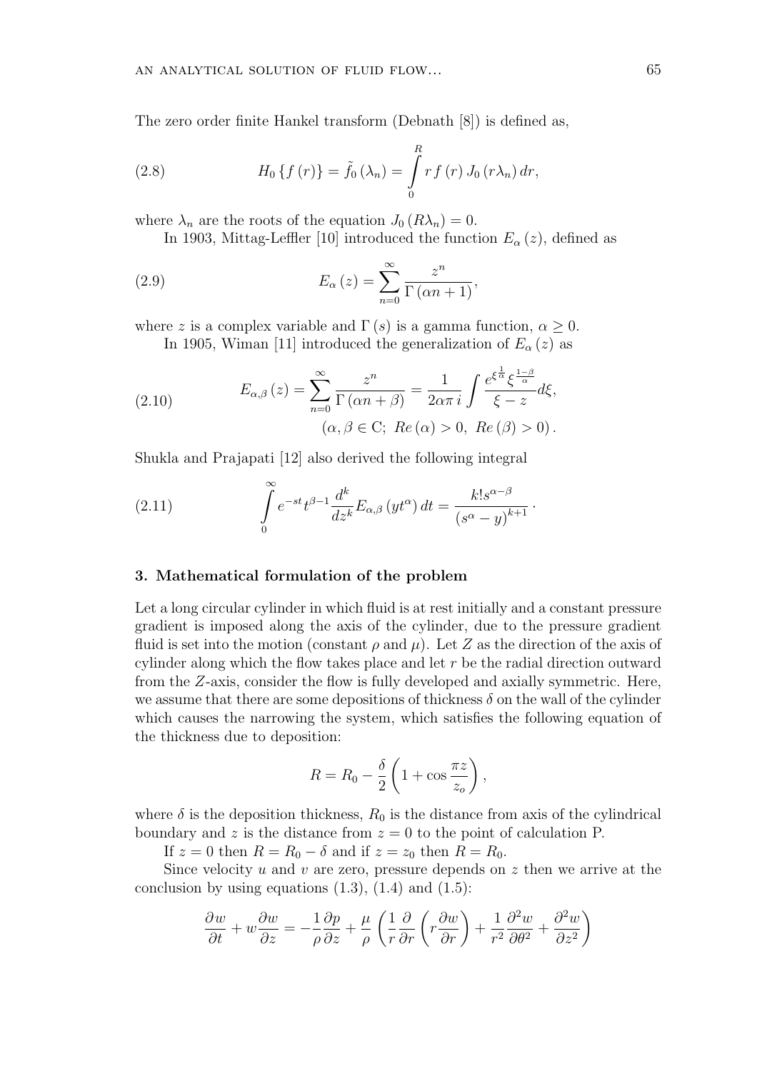The zero order finite Hankel transform (Debnath [8]) is defined as,

$$H_0\{f(r)\} = \tilde{f}_0(\lambda_n) = \int_0^R r\, f(r)\, J_0(r\lambda_n)\, dr, \tag{2.8}$$

where $\lambda_n$ are the roots of the equation $J_0(R\lambda_n) = 0$.

In 1903, Mittag-Leffler [10] introduced the function $E_\alpha(z)$, defined as

$$E_\alpha(z) = \sum_{n=0}^{\infty} \frac{z^n}{\Gamma(\alpha n + 1)}, \tag{2.9}$$

where $z$ is a complex variable and $\Gamma(s)$ is a gamma function, $\alpha \geq 0$.

In 1905, Wiman [11] introduced the generalization of $E_\alpha(z)$ as

$$E_{\alpha,\beta}(z) = \sum_{n=0}^{\infty} \frac{z^n}{\Gamma(\alpha n + \beta)} = \frac{1}{2\alpha\pi\, i} \int \frac{e^{\xi^{\frac{1}{\alpha}}} \xi^{\frac{1-\beta}{\alpha}}}{\xi - z} d\xi, \tag{2.10}$$
$$(\alpha, \beta \in \mathrm{C};\ Re(\alpha) > 0,\ Re(\beta) > 0).$$

Shukla and Prajapati [12] also derived the following integral

$$\int_0^{\infty} e^{-st} t^{\beta-1} \frac{d^k}{dz^k} E_{\alpha,\beta}(yt^\alpha)\, dt = \frac{k!\, s^{\alpha-\beta}}{(s^\alpha - y)^{k+1}} \cdot \tag{2.11}$$

## 3. Mathematical formulation of the problem

Let a long circular cylinder in which fluid is at rest initially and a constant pressure gradient is imposed along the axis of the cylinder, due to the pressure gradient fluid is set into the motion (constant $\rho$ and $\mu$). Let $Z$ as the direction of the axis of cylinder along which the flow takes place and let $r$ be the radial direction outward from the $Z$-axis, consider the flow is fully developed and axially symmetric. Here, we assume that there are some depositions of thickness $\delta$ on the wall of the cylinder which causes the narrowing the system, which satisfies the following equation of the thickness due to deposition:

$$R = R_0 - \frac{\delta}{2}\left(1 + \cos\frac{\pi z}{z_o}\right),$$

where $\delta$ is the deposition thickness, $R_0$ is the distance from axis of the cylindrical boundary and $z$ is the distance from $z = 0$ to the point of calculation P.

If $z = 0$ then $R = R_0 - \delta$ and if $z = z_0$ then $R = R_0$.

Since velocity $u$ and $v$ are zero, pressure depends on $z$ then we arrive at the conclusion by using equations (1.3), (1.4) and (1.5):

$$\frac{\partial w}{\partial t} + w\frac{\partial w}{\partial z} = -\frac{1}{\rho}\frac{\partial p}{\partial z} + \frac{\mu}{\rho}\left(\frac{1}{r}\frac{\partial}{\partial r}\left(r\frac{\partial w}{\partial r}\right) + \frac{1}{r^2}\frac{\partial^2 w}{\partial \theta^2} + \frac{\partial^2 w}{\partial z^2}\right)$$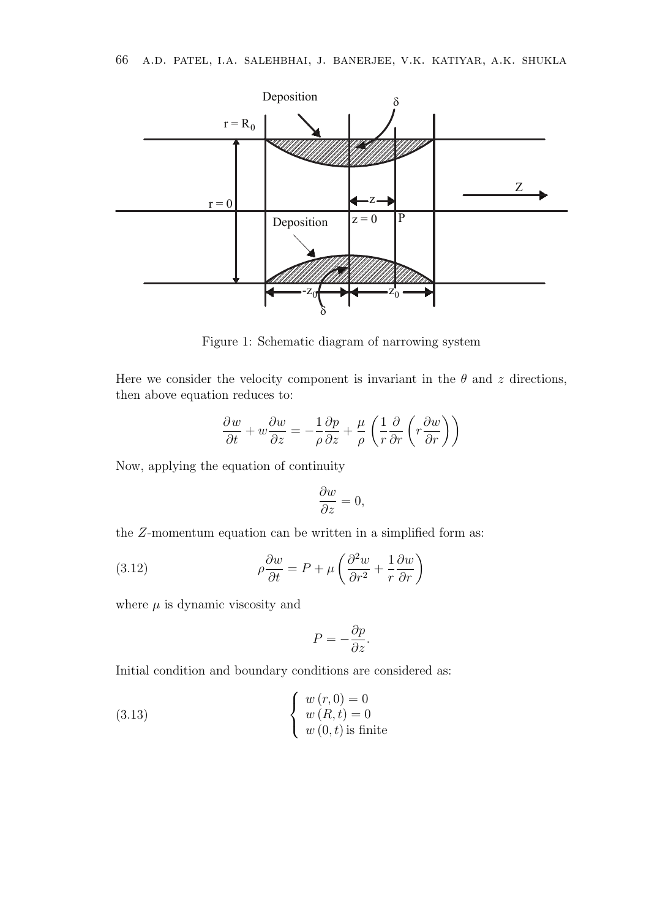Figure 1: Schematic diagram of narrowing system

Here we consider the velocity component is invariant in the $\theta$ and $z$ directions, then above equation reduces to:

$$\frac{\partial w}{\partial t} + w\frac{\partial w}{\partial z} = -\frac{1}{\rho}\frac{\partial p}{\partial z} + \frac{\mu}{\rho}\left(\frac{1}{r}\frac{\partial}{\partial r}\left(r\frac{\partial w}{\partial r}\right)\right)$$

Now, applying the equation of continuity

$$\frac{\partial w}{\partial z} = 0,$$

the $Z$-momentum equation can be written in a simplified form as:

$$\rho\frac{\partial w}{\partial t} = P + \mu\left(\frac{\partial^2 w}{\partial r^2} + \frac{1}{r}\frac{\partial w}{\partial r}\right) \tag{3.12}$$

where $\mu$ is dynamic viscosity and

$$P = -\frac{\partial p}{\partial z}.$$

Initial condition and boundary conditions are considered as:

$$\begin{cases} w\left(r, 0\right) = 0 \\ w\left(R, t\right) = 0 \\ w\left(0, t\right) \text{ is finite} \end{cases} \tag{3.13}$$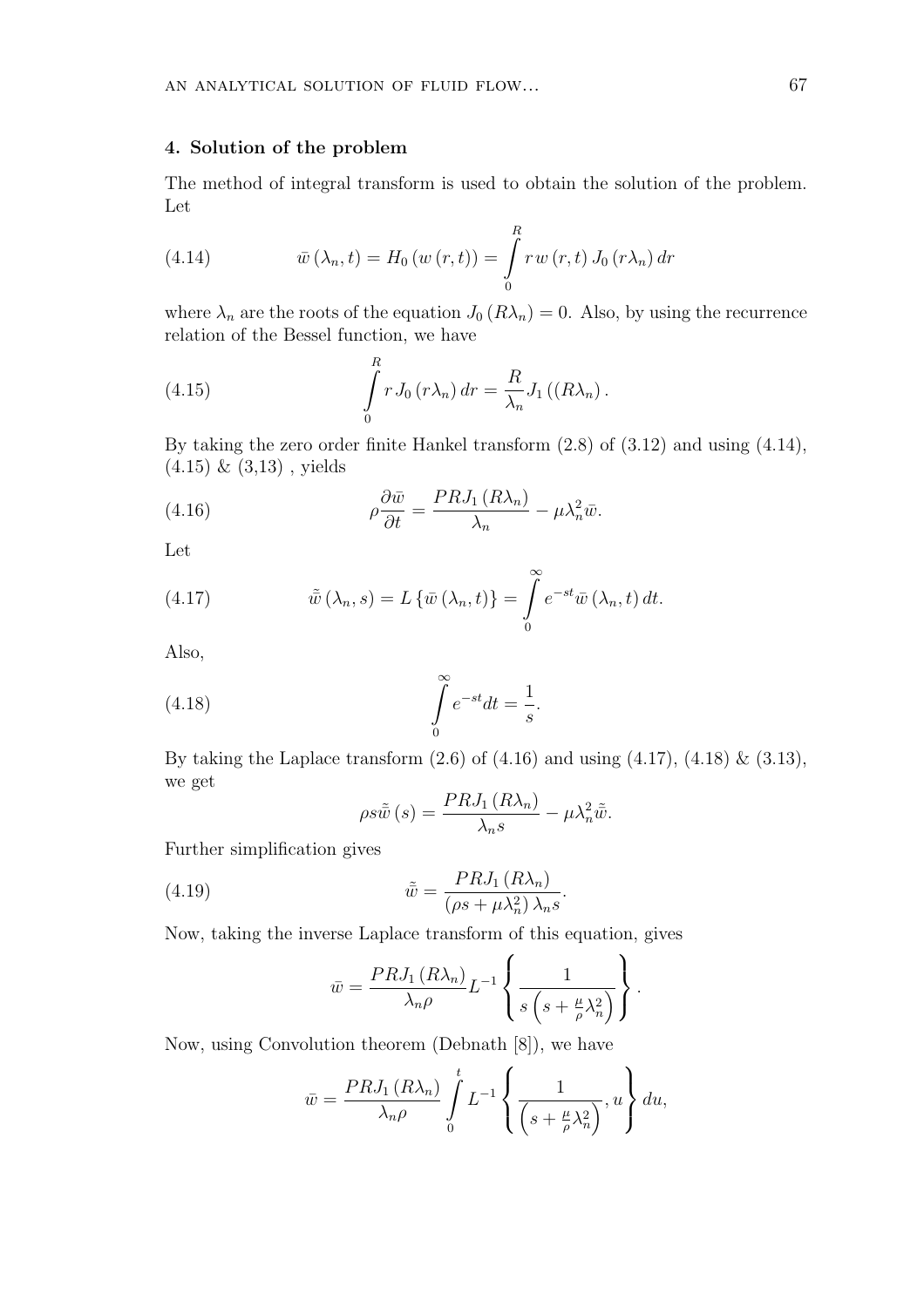### 4. Solution of the problem

The method of integral transform is used to obtain the solution of the problem. Let

$$\bar{w}(\lambda_n, t) = H_0(w(r,t)) = \int_0^R r\, w(r,t)\, J_0(r\lambda_n)\, dr \tag{4.14}$$

where $\lambda_n$ are the roots of the equation $J_0(R\lambda_n) = 0$. Also, by using the recurrence relation of the Bessel function, we have

$$\int_0^R r\, J_0(r\lambda_n)\, dr = \frac{R}{\lambda_n} J_1((R\lambda_n)\,. \tag{4.15}$$

By taking the zero order finite Hankel transform (2.8) of (3.12) and using (4.14), (4.15) & (3,13) , yields

$$\rho \frac{\partial \bar{w}}{\partial t} = \frac{PRJ_1(R\lambda_n)}{\lambda_n} - \mu \lambda_n^2 \bar{w}. \tag{4.16}$$

Let

$$\tilde{\bar{w}}(\lambda_n, s) = L\{\bar{w}(\lambda_n, t)\} = \int_0^\infty e^{-st} \bar{w}(\lambda_n, t)\, dt. \tag{4.17}$$

Also,

$$\int_0^\infty e^{-st} dt = \frac{1}{s}. \tag{4.18}$$

By taking the Laplace transform (2.6) of (4.16) and using (4.17), (4.18) & (3.13), we get

$$\rho s \tilde{\bar{w}}(s) = \frac{PRJ_1(R\lambda_n)}{\lambda_n s} - \mu \lambda_n^2 \tilde{\bar{w}}.$$

Further simplification gives

$$\tilde{\bar{w}} = \frac{PRJ_1(R\lambda_n)}{(\rho s + \mu \lambda_n^2)\, \lambda_n s}. \tag{4.19}$$

Now, taking the inverse Laplace transform of this equation, gives

$$\bar{w} = \frac{PRJ_1(R\lambda_n)}{\lambda_n \rho} L^{-1}\left\{ \frac{1}{s\left(s + \frac{\mu}{\rho}\lambda_n^2\right)} \right\}.$$

Now, using Convolution theorem (Debnath [8]), we have

$$\bar{w} = \frac{PRJ_1(R\lambda_n)}{\lambda_n \rho} \int_0^t L^{-1}\left\{ \frac{1}{\left(s + \frac{\mu}{\rho}\lambda_n^2\right)}, u \right\} du,$$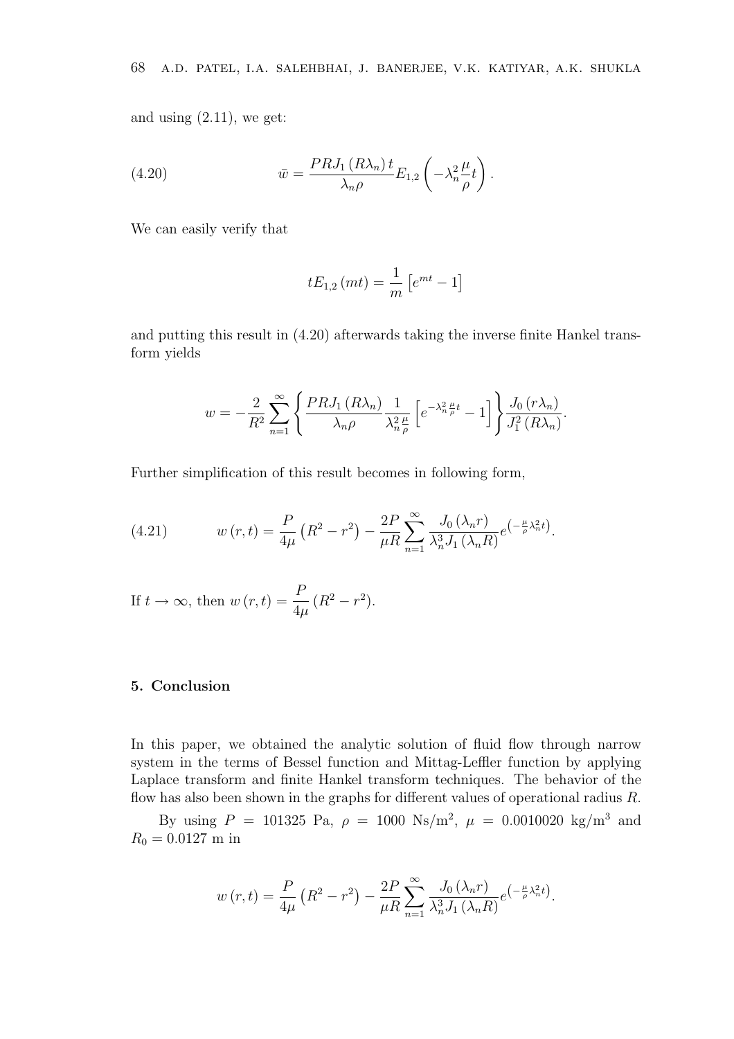and using (2.11), we get:

$$\bar{w} = \frac{PRJ_1(R\lambda_n)\,t}{\lambda_n \rho} E_{1,2}\left(-\lambda_n^2 \frac{\mu}{\rho} t\right). \tag{4.20}$$

We can easily verify that

$$tE_{1,2}(mt) = \frac{1}{m}\left[e^{mt} - 1\right]$$

and putting this result in (4.20) afterwards taking the inverse finite Hankel transform yields

$$w = -\frac{2}{R^2} \sum_{n=1}^{\infty} \left\{ \frac{PRJ_1(R\lambda_n)}{\lambda_n \rho} \frac{1}{\lambda_n^2 \frac{\mu}{\rho}} \left[e^{-\lambda_n^2 \frac{\mu}{\rho} t} - 1\right] \right\} \frac{J_0(r\lambda_n)}{J_1^2(R\lambda_n)}.$$

Further simplification of this result becomes in following form,

$$w(r,t) = \frac{P}{4\mu}\left(R^2 - r^2\right) - \frac{2P}{\mu R} \sum_{n=1}^{\infty} \frac{J_0(\lambda_n r)}{\lambda_n^3 J_1(\lambda_n R)} e^{\left(-\frac{\mu}{\rho}\lambda_n^2 t\right)}. \tag{4.21}$$

If $t \to \infty$, then $w(r,t) = \dfrac{P}{4\mu}(R^2 - r^2)$.

## 5. Conclusion

In this paper, we obtained the analytic solution of fluid flow through narrow system in the terms of Bessel function and Mittag-Leffler function by applying Laplace transform and finite Hankel transform techniques. The behavior of the flow has also been shown in the graphs for different values of operational radius $R$.

By using $P = 101325$ Pa, $\rho = 1000$ Ns/m$^2$, $\mu = 0.0010020$ kg/m$^3$ and $R_0 = 0.0127$ m in

$$w(r,t) = \frac{P}{4\mu}\left(R^2 - r^2\right) - \frac{2P}{\mu R} \sum_{n=1}^{\infty} \frac{J_0(\lambda_n r)}{\lambda_n^3 J_1(\lambda_n R)} e^{\left(-\frac{\mu}{\rho}\lambda_n^2 t\right)}.$$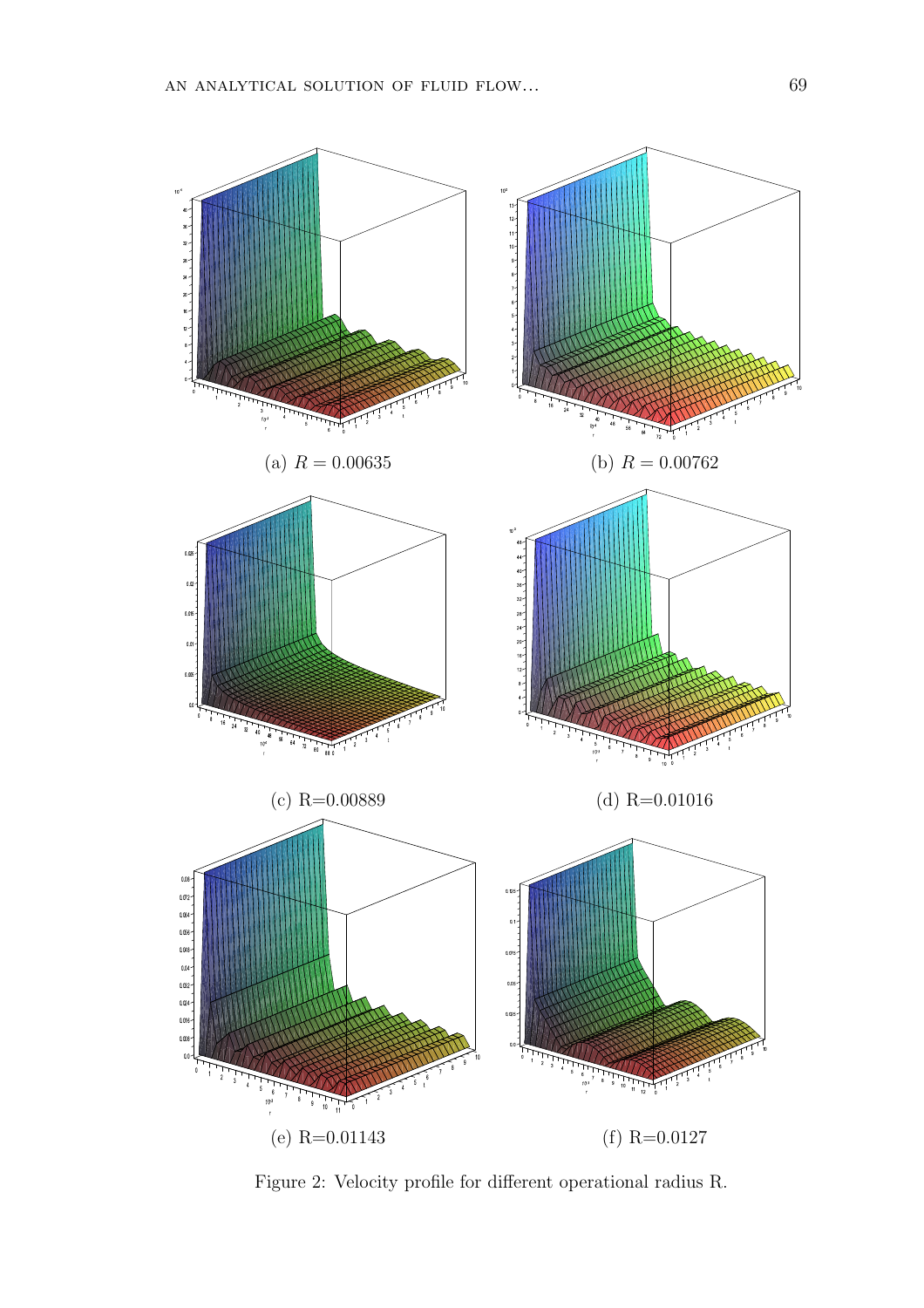(a) $R = 0.00635$

(b) $R = 0.00762$

(c) R=0.00889

(d) R=0.01016

(e) R=0.01143

(f) R=0.0127

Figure 2: Velocity profile for different operational radius R.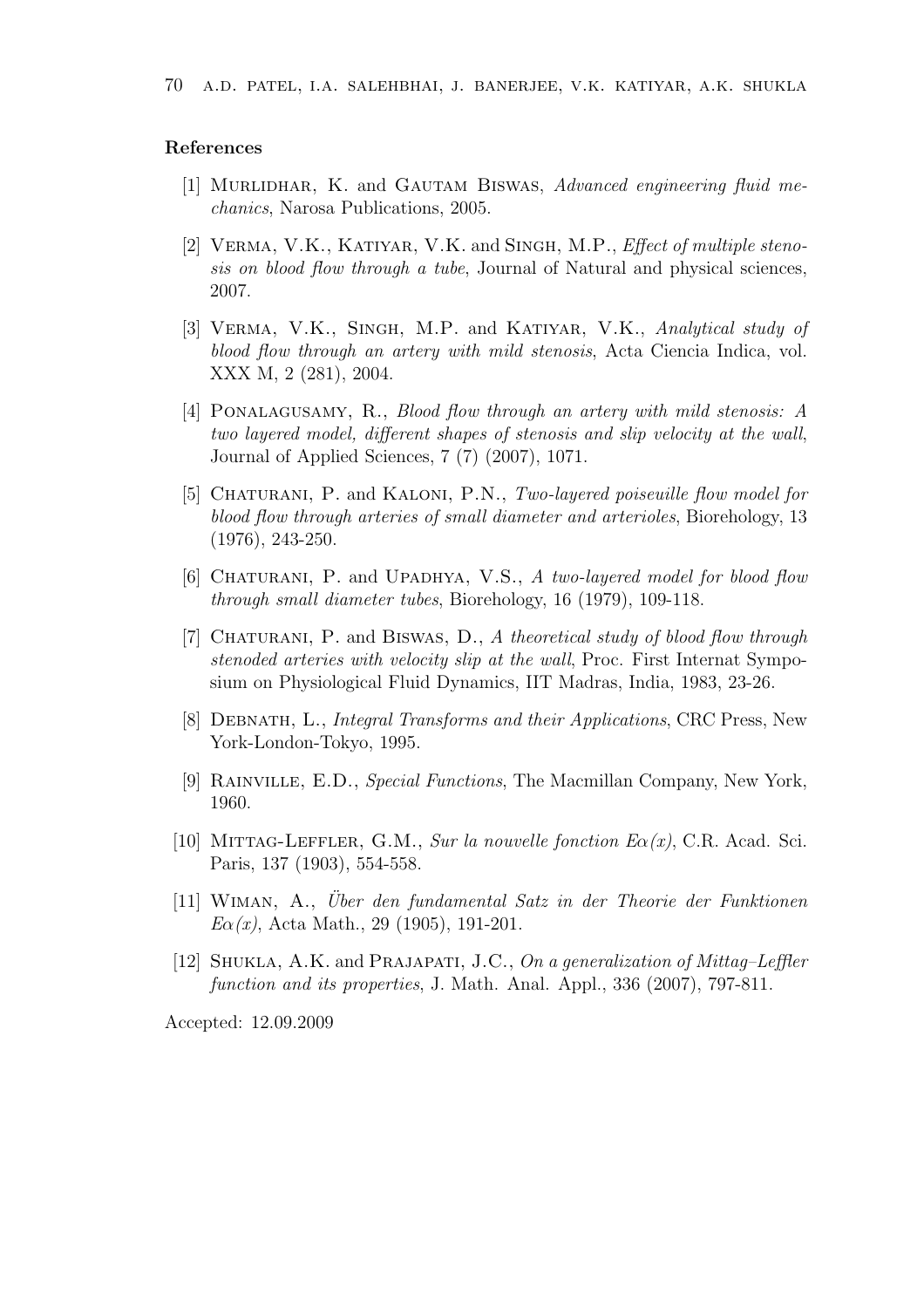## References

[1] Murlidhar, K. and Gautam Biswas, *Advanced engineering fluid mechanics*, Narosa Publications, 2005.

[2] Verma, V.K., Katiyar, V.K. and Singh, M.P., *Effect of multiple stenosis on blood flow through a tube*, Journal of Natural and physical sciences, 2007.

[3] Verma, V.K., Singh, M.P. and Katiyar, V.K., *Analytical study of blood flow through an artery with mild stenosis*, Acta Ciencia Indica, vol. XXX M, 2 (281), 2004.

[4] Ponalagusamy, R., *Blood flow through an artery with mild stenosis: A two layered model, different shapes of stenosis and slip velocity at the wall*, Journal of Applied Sciences, 7 (7) (2007), 1071.

[5] Chaturani, P. and Kaloni, P.N., *Two-layered poiseuille flow model for blood flow through arteries of small diameter and arterioles*, Biorehology, 13 (1976), 243-250.

[6] Chaturani, P. and Upadhya, V.S., *A two-layered model for blood flow through small diameter tubes*, Biorehology, 16 (1979), 109-118.

[7] Chaturani, P. and Biswas, D., *A theoretical study of blood flow through stenoded arteries with velocity slip at the wall*, Proc. First Internat Symposium on Physiological Fluid Dynamics, IIT Madras, India, 1983, 23-26.

[8] Debnath, L., *Integral Transforms and their Applications*, CRC Press, New York-London-Tokyo, 1995.

[9] Rainville, E.D., *Special Functions*, The Macmillan Company, New York, 1960.

[10] Mittag-Leffler, G.M., *Sur la nouvelle fonction $E\alpha(x)$*, C.R. Acad. Sci. Paris, 137 (1903), 554-558.

[11] Wiman, A., *Über den fundamental Satz in der Theorie der Funktionen $E\alpha(x)$*, Acta Math., 29 (1905), 191-201.

[12] Shukla, A.K. and Prajapati, J.C., *On a generalization of Mittag–Leffler function and its properties*, J. Math. Anal. Appl., 336 (2007), 797-811.

Accepted: 12.09.2009